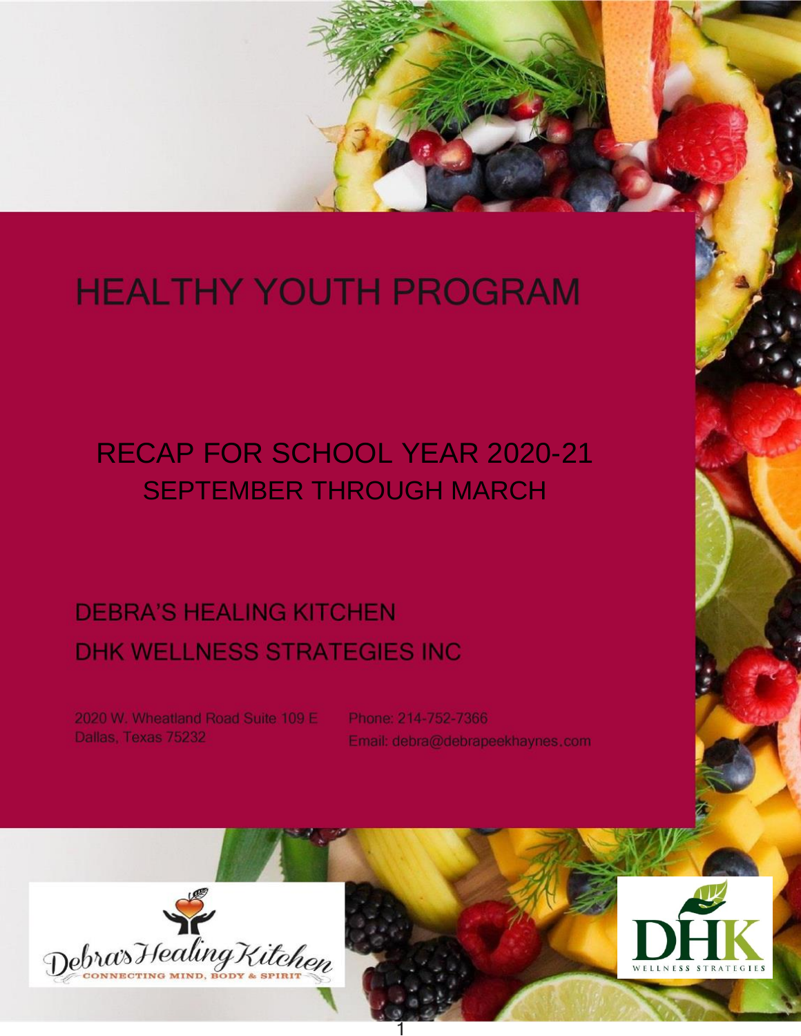# HEALTHY YOUTH PROGRAM

## RECAP FOR SCHOOL YEAR 2020-21
## SEPTEMBER THROUGH MARCH

## DEBRA'S HEALING KITCHEN
## DHK WELLNESS STRATEGIES INC

2020 W. Wheatland Road Suite 109 E
Dallas, Texas 75232

Phone: 214-752-7366
Email: debra@debrapeekhaynes.com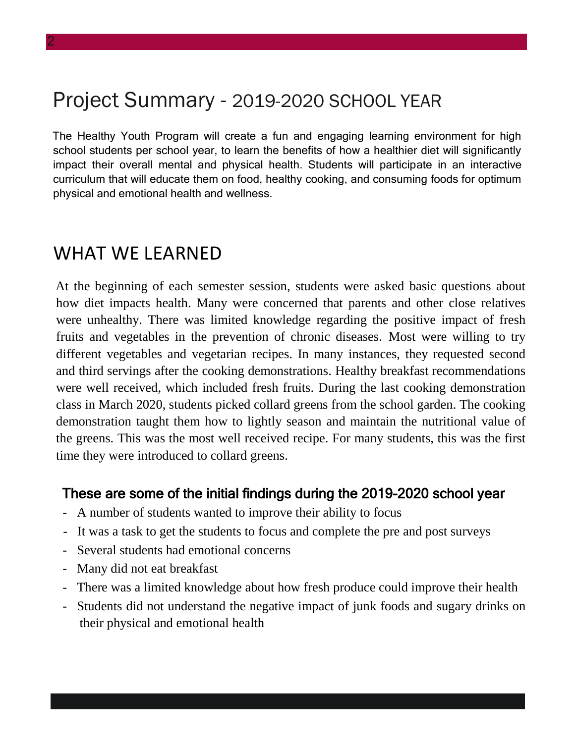# Project Summary - 2019-2020 SCHOOL YEAR

The Healthy Youth Program will create a fun and engaging learning environment for high school students per school year, to learn the benefits of how a healthier diet will significantly impact their overall mental and physical health. Students will participate in an interactive curriculum that will educate them on food, healthy cooking, and consuming foods for optimum physical and emotional health and wellness.

## WHAT WE LEARNED

At the beginning of each semester session, students were asked basic questions about how diet impacts health. Many were concerned that parents and other close relatives were unhealthy. There was limited knowledge regarding the positive impact of fresh fruits and vegetables in the prevention of chronic diseases. Most were willing to try different vegetables and vegetarian recipes. In many instances, they requested second and third servings after the cooking demonstrations. Healthy breakfast recommendations were well received, which included fresh fruits. During the last cooking demonstration class in March 2020, students picked collard greens from the school garden. The cooking demonstration taught them how to lightly season and maintain the nutritional value of the greens. This was the most well received recipe. For many students, this was the first time they were introduced to collard greens.

### These are some of the initial findings during the 2019-2020 school year

- A number of students wanted to improve their ability to focus
- It was a task to get the students to focus and complete the pre and post surveys
- Several students had emotional concerns
- Many did not eat breakfast
- There was a limited knowledge about how fresh produce could improve their health
- Students did not understand the negative impact of junk foods and sugary drinks on their physical and emotional health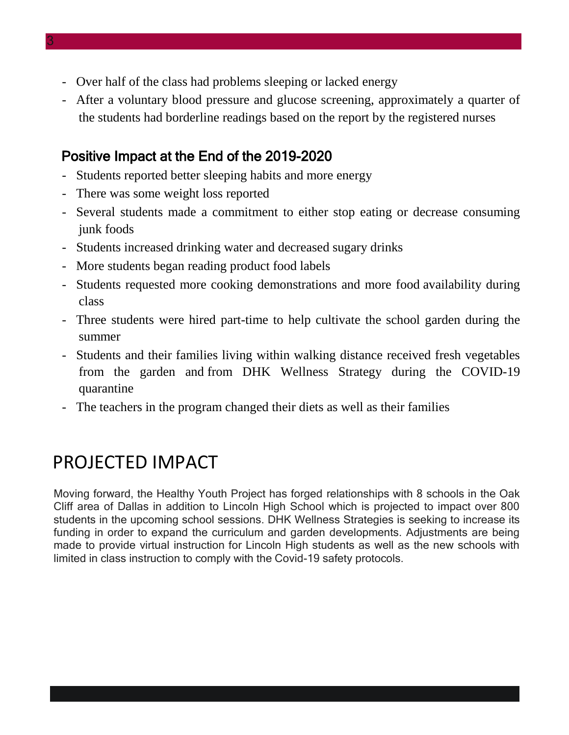- Over half of the class had problems sleeping or lacked energy
- After a voluntary blood pressure and glucose screening, approximately a quarter of the students had borderline readings based on the report by the registered nurses

### Positive Impact at the End of the 2019-2020

- Students reported better sleeping habits and more energy
- There was some weight loss reported
- Several students made a commitment to either stop eating or decrease consuming junk foods
- Students increased drinking water and decreased sugary drinks
- More students began reading product food labels
- Students requested more cooking demonstrations and more food availability during class
- Three students were hired part-time to help cultivate the school garden during the summer
- Students and their families living within walking distance received fresh vegetables from the garden and from DHK Wellness Strategy during the COVID-19 quarantine
- The teachers in the program changed their diets as well as their families

## PROJECTED IMPACT

Moving forward, the Healthy Youth Project has forged relationships with 8 schools in the Oak Cliff area of Dallas in addition to Lincoln High School which is projected to impact over 800 students in the upcoming school sessions. DHK Wellness Strategies is seeking to increase its funding in order to expand the curriculum and garden developments. Adjustments are being made to provide virtual instruction for Lincoln High students as well as the new schools with limited in class instruction to comply with the Covid-19 safety protocols.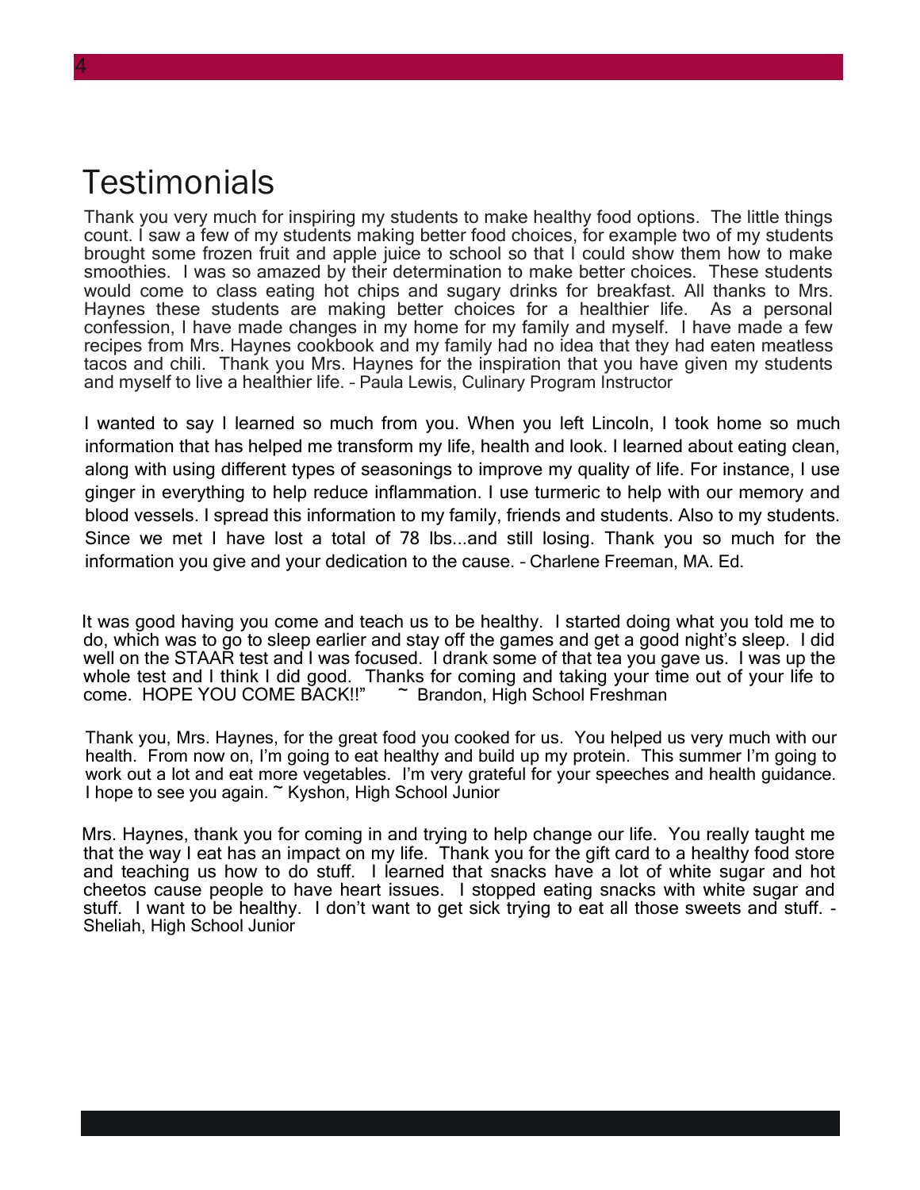# Testimonials

Thank you very much for inspiring my students to make healthy food options. The little things count. I saw a few of my students making better food choices, for example two of my students brought some frozen fruit and apple juice to school so that I could show them how to make smoothies. I was so amazed by their determination to make better choices. These students would come to class eating hot chips and sugary drinks for breakfast. All thanks to Mrs. Haynes these students are making better choices for a healthier life. As a personal confession, I have made changes in my home for my family and myself. I have made a few recipes from Mrs. Haynes cookbook and my family had no idea that they had eaten meatless tacos and chili. Thank you Mrs. Haynes for the inspiration that you have given my students and myself to live a healthier life. – Paula Lewis, Culinary Program Instructor

I wanted to say I learned so much from you. When you left Lincoln, I took home so much information that has helped me transform my life, health and look. I learned about eating clean, along with using different types of seasonings to improve my quality of life. For instance, I use ginger in everything to help reduce inflammation. I use turmeric to help with our memory and blood vessels. I spread this information to my family, friends and students. Also to my students. Since we met I have lost a total of 78 lbs...and still losing. Thank you so much for the information you give and your dedication to the cause. – Charlene Freeman, MA. Ed.

It was good having you come and teach us to be healthy. I started doing what you told me to do, which was to go to sleep earlier and stay off the games and get a good night's sleep. I did well on the STAAR test and I was focused. I drank some of that tea you gave us. I was up the whole test and I think I did good. Thanks for coming and taking your time out of your life to come. HOPE YOU COME BACK!!" ~ Brandon, High School Freshman

Thank you, Mrs. Haynes, for the great food you cooked for us. You helped us very much with our health. From now on, I'm going to eat healthy and build up my protein. This summer I'm going to work out a lot and eat more vegetables. I'm very grateful for your speeches and health guidance. I hope to see you again. ~ Kyshon, High School Junior

Mrs. Haynes, thank you for coming in and trying to help change our life. You really taught me that the way I eat has an impact on my life. Thank you for the gift card to a healthy food store and teaching us how to do stuff. I learned that snacks have a lot of white sugar and hot cheetos cause people to have heart issues. I stopped eating snacks with white sugar and stuff. I want to be healthy. I don't want to get sick trying to eat all those sweets and stuff. - Sheliah, High School Junior